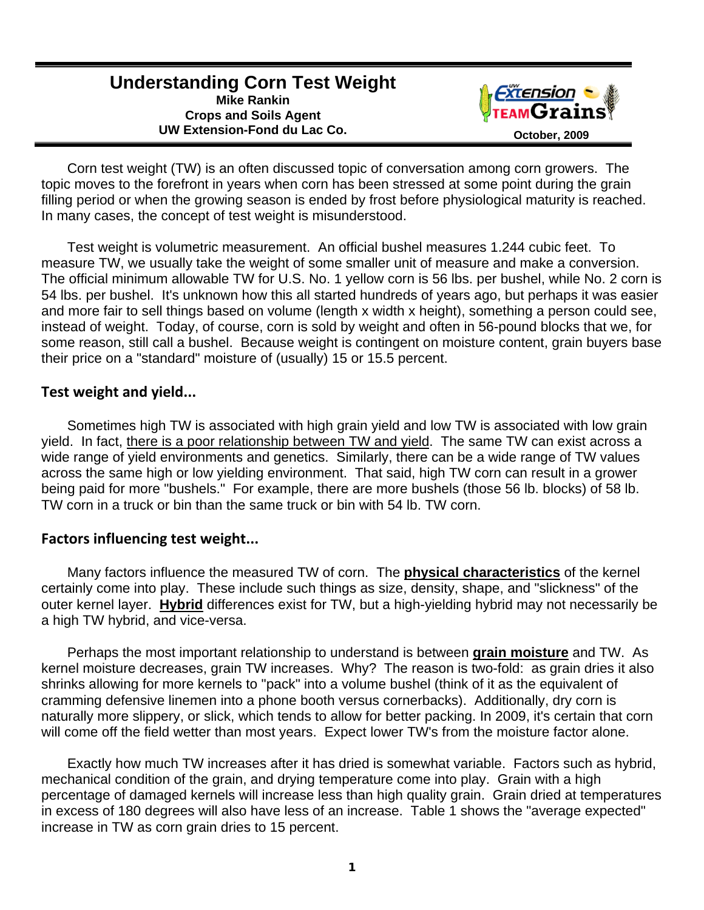# Understanding Corn Test Weight

**Mike Rankin**
**Crops and Soils Agent**
**UW Extension-Fond du Lac Co.**

UW Extension TEAM Grains

**October, 2009**

Corn test weight (TW) is an often discussed topic of conversation among corn growers. The topic moves to the forefront in years when corn has been stressed at some point during the grain filling period or when the growing season is ended by frost before physiological maturity is reached. In many cases, the concept of test weight is misunderstood.

Test weight is volumetric measurement. An official bushel measures 1.244 cubic feet. To measure TW, we usually take the weight of some smaller unit of measure and make a conversion. The official minimum allowable TW for U.S. No. 1 yellow corn is 56 lbs. per bushel, while No. 2 corn is 54 lbs. per bushel. It's unknown how this all started hundreds of years ago, but perhaps it was easier and more fair to sell things based on volume (length x width x height), something a person could see, instead of weight. Today, of course, corn is sold by weight and often in 56-pound blocks that we, for some reason, still call a bushel. Because weight is contingent on moisture content, grain buyers base their price on a "standard" moisture of (usually) 15 or 15.5 percent.

## Test weight and yield...

Sometimes high TW is associated with high grain yield and low TW is associated with low grain yield. In fact, there is a poor relationship between TW and yield. The same TW can exist across a wide range of yield environments and genetics. Similarly, there can be a wide range of TW values across the same high or low yielding environment. That said, high TW corn can result in a grower being paid for more "bushels." For example, there are more bushels (those 56 lb. blocks) of 58 lb. TW corn in a truck or bin than the same truck or bin with 54 lb. TW corn.

## Factors influencing test weight...

Many factors influence the measured TW of corn. The **physical characteristics** of the kernel certainly come into play. These include such things as size, density, shape, and "slickness" of the outer kernel layer. **Hybrid** differences exist for TW, but a high-yielding hybrid may not necessarily be a high TW hybrid, and vice-versa.

Perhaps the most important relationship to understand is between **grain moisture** and TW. As kernel moisture decreases, grain TW increases. Why? The reason is two-fold: as grain dries it also shrinks allowing for more kernels to "pack" into a volume bushel (think of it as the equivalent of cramming defensive linemen into a phone booth versus cornerbacks). Additionally, dry corn is naturally more slippery, or slick, which tends to allow for better packing. In 2009, it's certain that corn will come off the field wetter than most years. Expect lower TW's from the moisture factor alone.

Exactly how much TW increases after it has dried is somewhat variable. Factors such as hybrid, mechanical condition of the grain, and drying temperature come into play. Grain with a high percentage of damaged kernels will increase less than high quality grain. Grain dried at temperatures in excess of 180 degrees will also have less of an increase. Table 1 shows the "average expected" increase in TW as corn grain dries to 15 percent.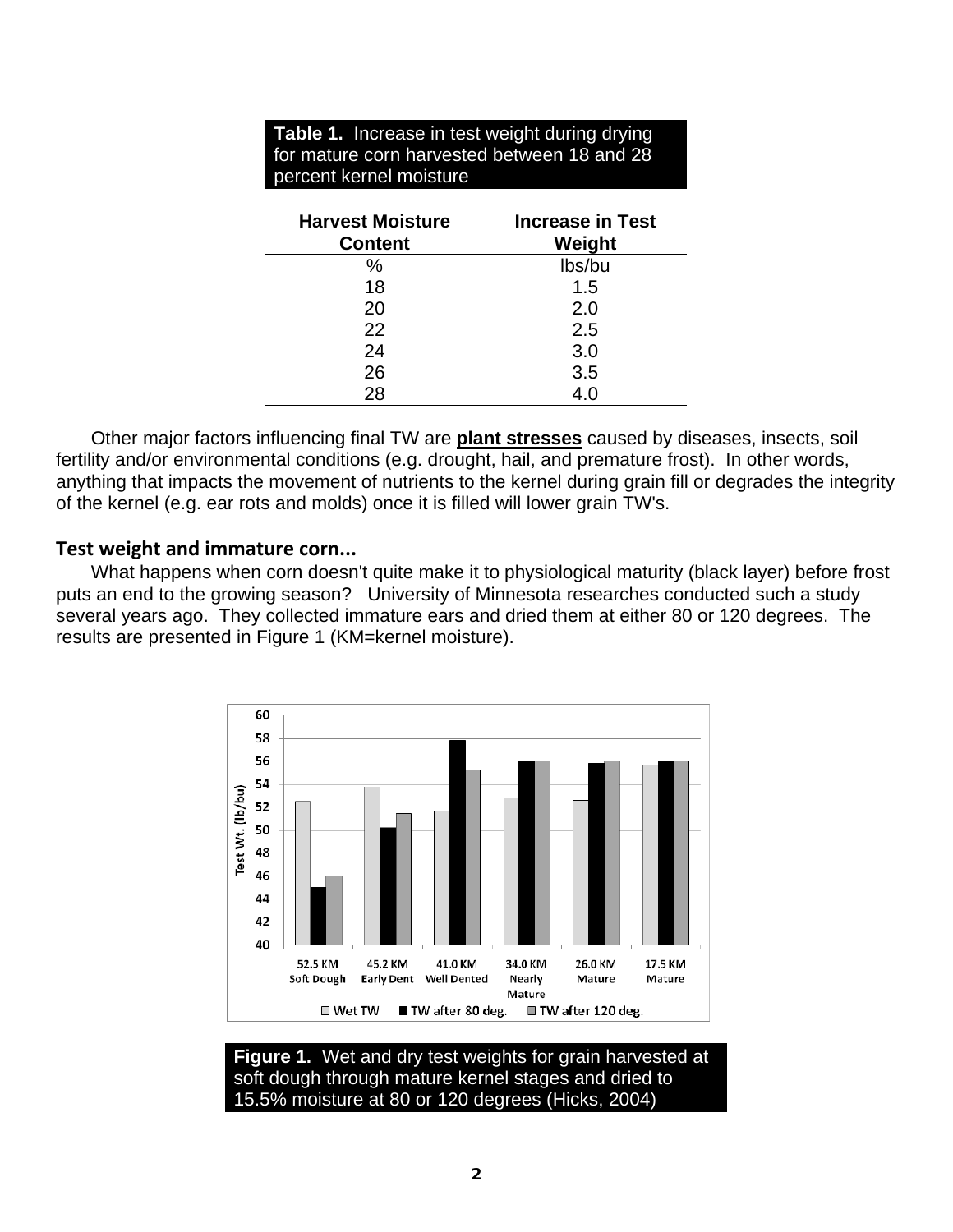**Table 1.** Increase in test weight during drying for mature corn harvested between 18 and 28 percent kernel moisture

| Harvest Moisture Content | Increase in Test Weight |
|---|---|
| % | lbs/bu |
| 18 | 1.5 |
| 20 | 2.0 |
| 22 | 2.5 |
| 24 | 3.0 |
| 26 | 3.5 |
| 28 | 4.0 |

Other major factors influencing final TW are **plant stresses** caused by diseases, insects, soil fertility and/or environmental conditions (e.g. drought, hail, and premature frost). In other words, anything that impacts the movement of nutrients to the kernel during grain fill or degrades the integrity of the kernel (e.g. ear rots and molds) once it is filled will lower grain TW's.

## Test weight and immature corn...

What happens when corn doesn't quite make it to physiological maturity (black layer) before frost puts an end to the growing season? University of Minnesota researches conducted such a study several years ago. They collected immature ears and dried them at either 80 or 120 degrees. The results are presented in Figure 1 (KM=kernel moisture).

**Figure 1.** Wet and dry test weights for grain harvested at soft dough through mature kernel stages and dried to 15.5% moisture at 80 or 120 degrees (Hicks, 2004)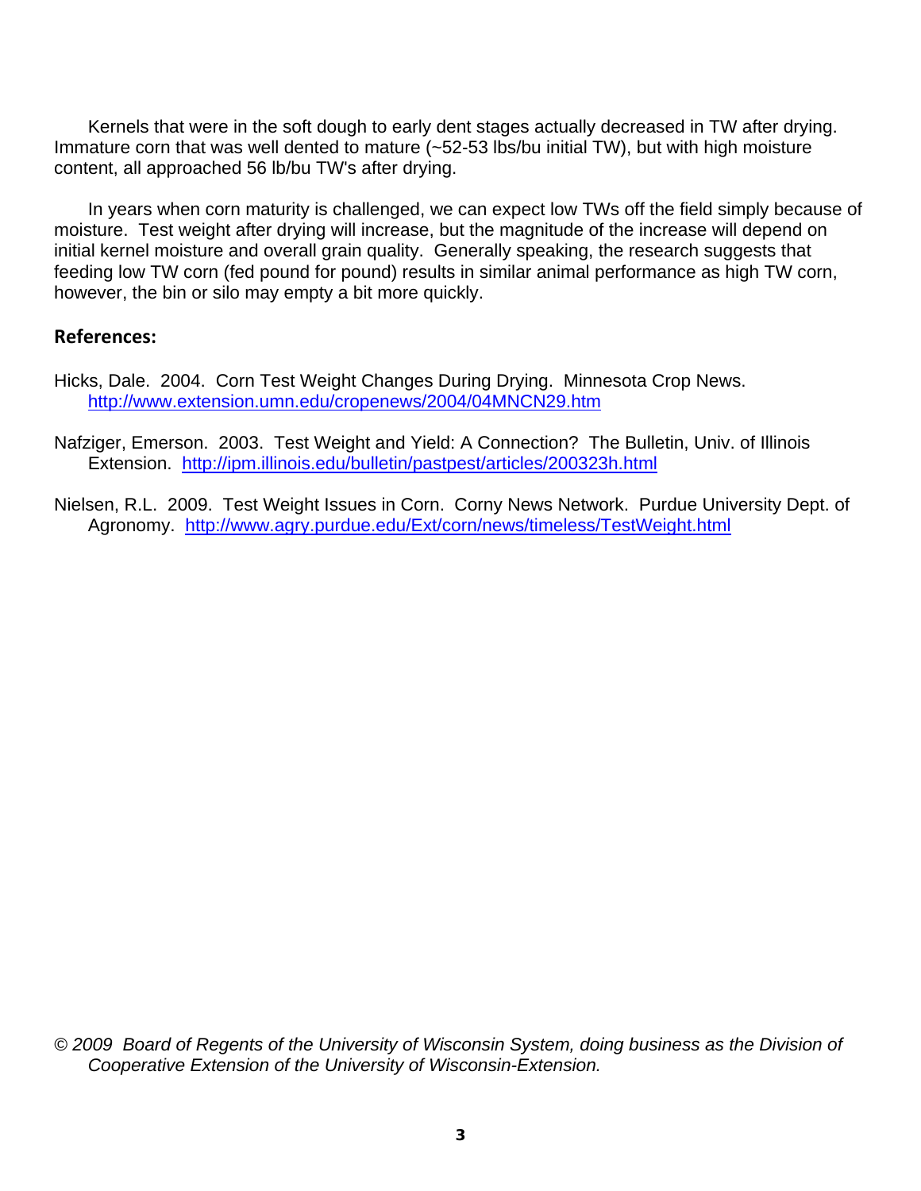Kernels that were in the soft dough to early dent stages actually decreased in TW after drying. Immature corn that was well dented to mature (~52-53 lbs/bu initial TW), but with high moisture content, all approached 56 lb/bu TW's after drying.

In years when corn maturity is challenged, we can expect low TWs off the field simply because of moisture. Test weight after drying will increase, but the magnitude of the increase will depend on initial kernel moisture and overall grain quality. Generally speaking, the research suggests that feeding low TW corn (fed pound for pound) results in similar animal performance as high TW corn, however, the bin or silo may empty a bit more quickly.

## References:

Hicks, Dale. 2004. Corn Test Weight Changes During Drying. Minnesota Crop News. http://www.extension.umn.edu/cropenews/2004/04MNCN29.htm

Nafziger, Emerson. 2003. Test Weight and Yield: A Connection? The Bulletin, Univ. of Illinois Extension. http://ipm.illinois.edu/bulletin/pastpest/articles/200323h.html

Nielsen, R.L. 2009. Test Weight Issues in Corn. Corny News Network. Purdue University Dept. of Agronomy. http://www.agry.purdue.edu/Ext/corn/news/timeless/TestWeight.html

*© 2009 Board of Regents of the University of Wisconsin System, doing business as the Division of Cooperative Extension of the University of Wisconsin-Extension.*